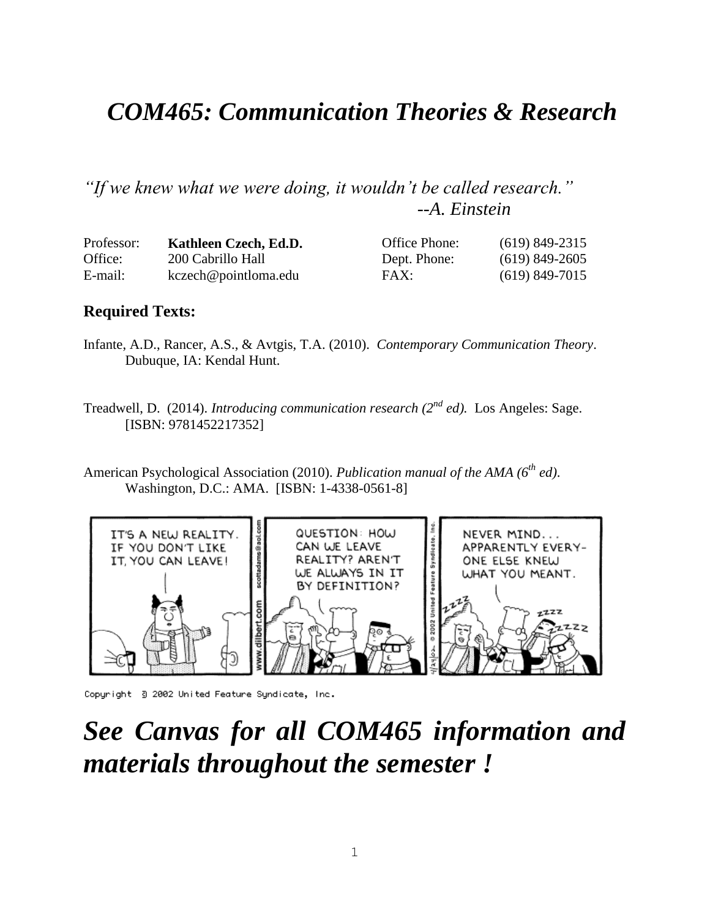# *COM465: Communication Theories & Research*

*"If we knew what we were doing, it wouldn't be called research."*
*--A. Einstein*

| | | | |
|---|---|---|---|
| Professor: | **Kathleen Czech, Ed.D.** | Office Phone: | (619) 849-2315 |
| Office: | 200 Cabrillo Hall | Dept. Phone: | (619) 849-2605 |
| E-mail: | kczech@pointloma.edu | FAX: | (619) 849-7015 |

**Required Texts:**

Infante, A.D., Rancer, A.S., & Avtgis, T.A. (2010). *Contemporary Communication Theory*. Dubuque, IA: Kendal Hunt.

Treadwell, D. (2014). *Introducing communication research (2nd ed).* Los Angeles: Sage. [ISBN: 9781452217352]

American Psychological Association (2010). *Publication manual of the AMA (6th ed).* Washington, D.C.: AMA. [ISBN: 1-4338-0561-8]

Copyright © 2002 United Feature Syndicate, Inc.

# *See Canvas for all COM465 information and materials throughout the semester !*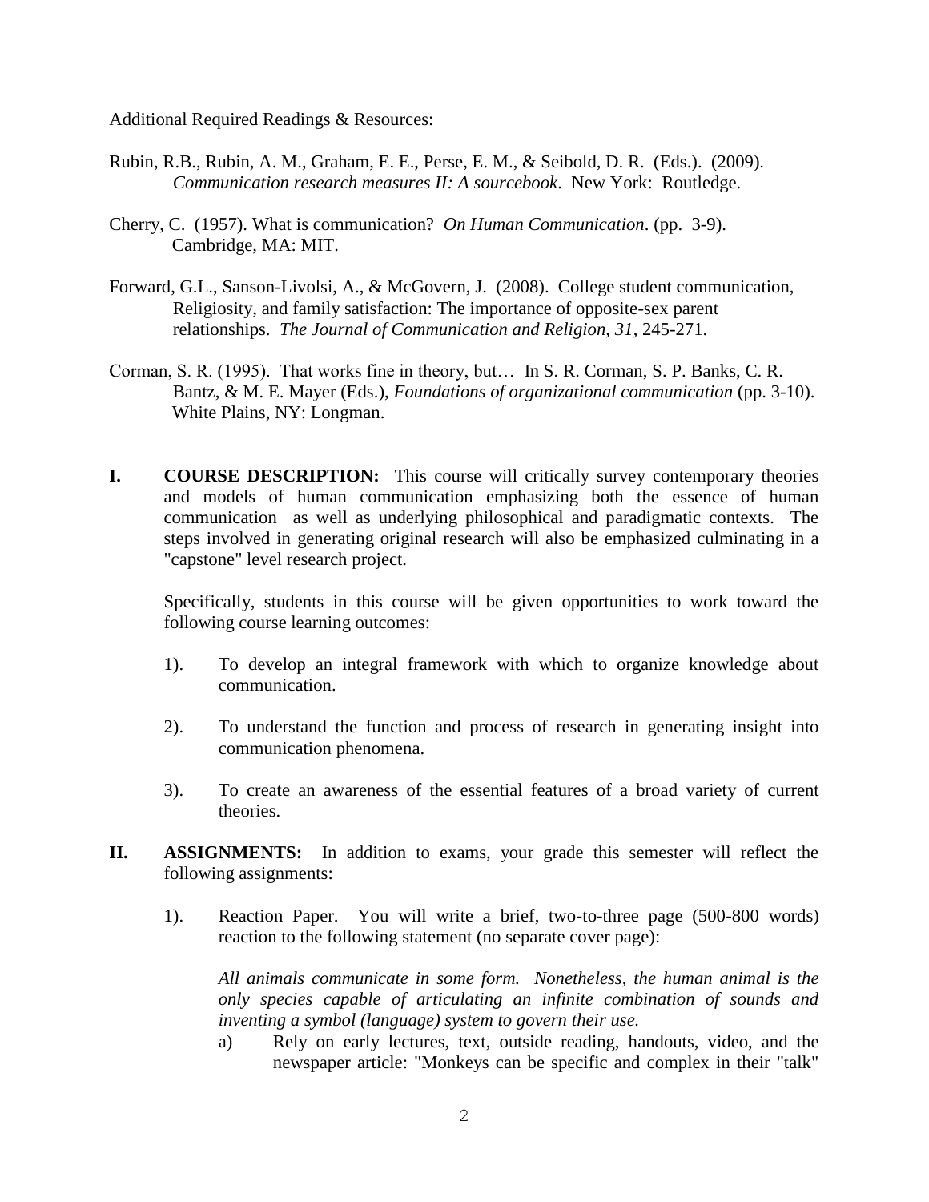Additional Required Readings & Resources:

Rubin, R.B., Rubin, A. M., Graham, E. E., Perse, E. M., & Seibold, D. R. (Eds.). (2009). *Communication research measures II: A sourcebook*. New York: Routledge.

Cherry, C. (1957). What is communication? *On Human Communication*. (pp. 3-9). Cambridge, MA: MIT.

Forward, G.L., Sanson-Livolsi, A., & McGovern, J. (2008). College student communication, Religiosity, and family satisfaction: The importance of opposite-sex parent relationships. *The Journal of Communication and Religion, 31*, 245-271.

Corman, S. R. (1995). That works fine in theory, but… In S. R. Corman, S. P. Banks, C. R. Bantz, & M. E. Mayer (Eds.), *Foundations of organizational communication* (pp. 3-10). White Plains, NY: Longman.

**I. COURSE DESCRIPTION:** This course will critically survey contemporary theories and models of human communication emphasizing both the essence of human communication as well as underlying philosophical and paradigmatic contexts. The steps involved in generating original research will also be emphasized culminating in a "capstone" level research project.

Specifically, students in this course will be given opportunities to work toward the following course learning outcomes:

1). To develop an integral framework with which to organize knowledge about communication.

2). To understand the function and process of research in generating insight into communication phenomena.

3). To create an awareness of the essential features of a broad variety of current theories.

**II. ASSIGNMENTS:** In addition to exams, your grade this semester will reflect the following assignments:

1). Reaction Paper. You will write a brief, two-to-three page (500-800 words) reaction to the following statement (no separate cover page):

*All animals communicate in some form. Nonetheless, the human animal is the only species capable of articulating an infinite combination of sounds and inventing a symbol (language) system to govern their use.*

a) Rely on early lectures, text, outside reading, handouts, video, and the newspaper article: "Monkeys can be specific and complex in their "talk"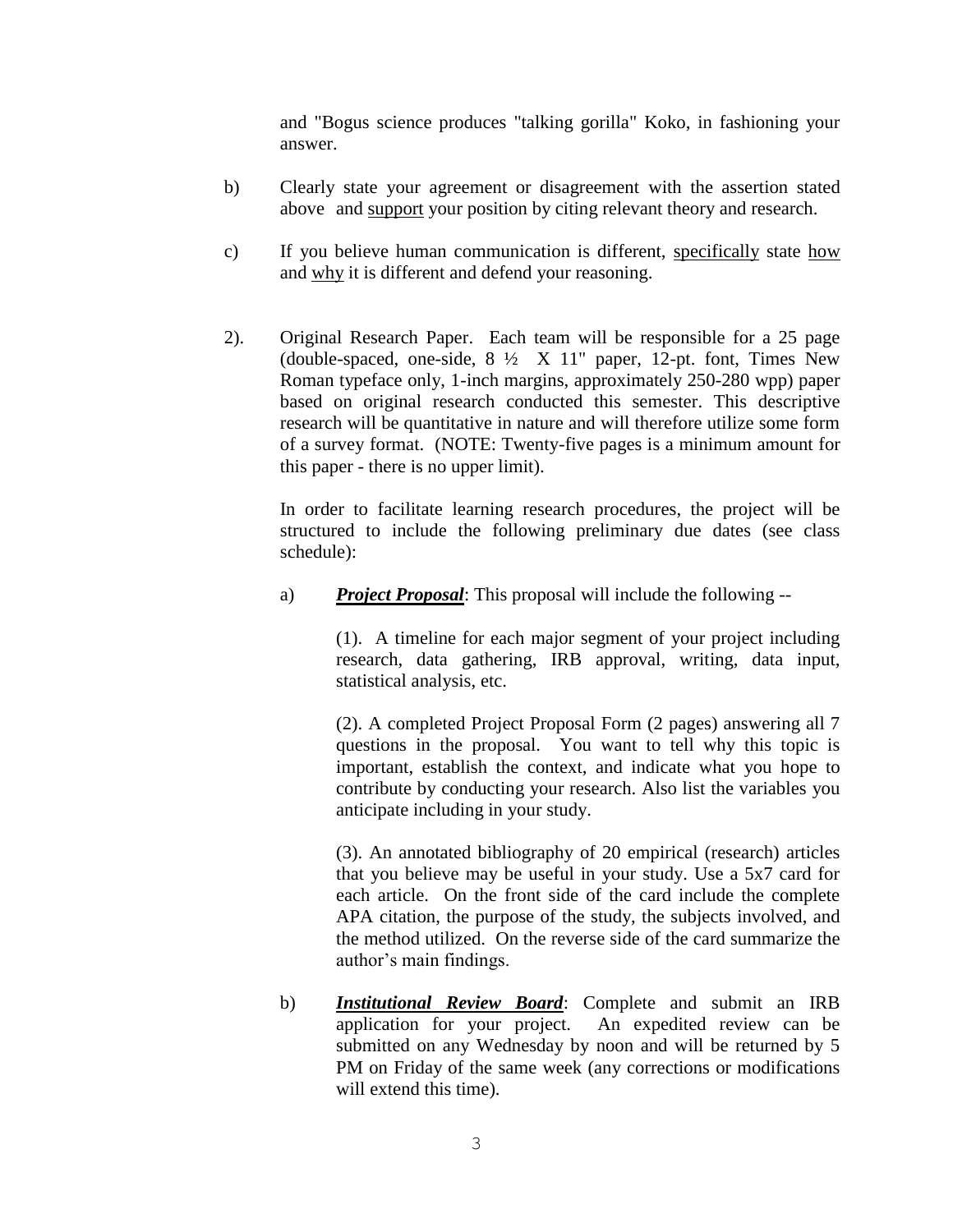and "Bogus science produces "talking gorilla" Koko, in fashioning your answer.

b) Clearly state your agreement or disagreement with the assertion stated above and <u>support</u> your position by citing relevant theory and research.

c) If you believe human communication is different, <u>specifically</u> state <u>how</u> and <u>why</u> it is different and defend your reasoning.

2). Original Research Paper. Each team will be responsible for a 25 page (double-spaced, one-side, 8 ½ X 11" paper, 12-pt. font, Times New Roman typeface only, 1-inch margins, approximately 250-280 wpp) paper based on original research conducted this semester. This descriptive research will be quantitative in nature and will therefore utilize some form of a survey format. (NOTE: Twenty-five pages is a minimum amount for this paper - there is no upper limit).

In order to facilitate learning research procedures, the project will be structured to include the following preliminary due dates (see class schedule):

a) ***<u>Project Proposal</u>***: This proposal will include the following --

(1). A timeline for each major segment of your project including research, data gathering, IRB approval, writing, data input, statistical analysis, etc.

(2). A completed Project Proposal Form (2 pages) answering all 7 questions in the proposal. You want to tell why this topic is important, establish the context, and indicate what you hope to contribute by conducting your research. Also list the variables you anticipate including in your study.

(3). An annotated bibliography of 20 empirical (research) articles that you believe may be useful in your study. Use a 5x7 card for each article. On the front side of the card include the complete APA citation, the purpose of the study, the subjects involved, and the method utilized. On the reverse side of the card summarize the author's main findings.

b) ***<u>Institutional Review Board</u>***: Complete and submit an IRB application for your project. An expedited review can be submitted on any Wednesday by noon and will be returned by 5 PM on Friday of the same week (any corrections or modifications will extend this time).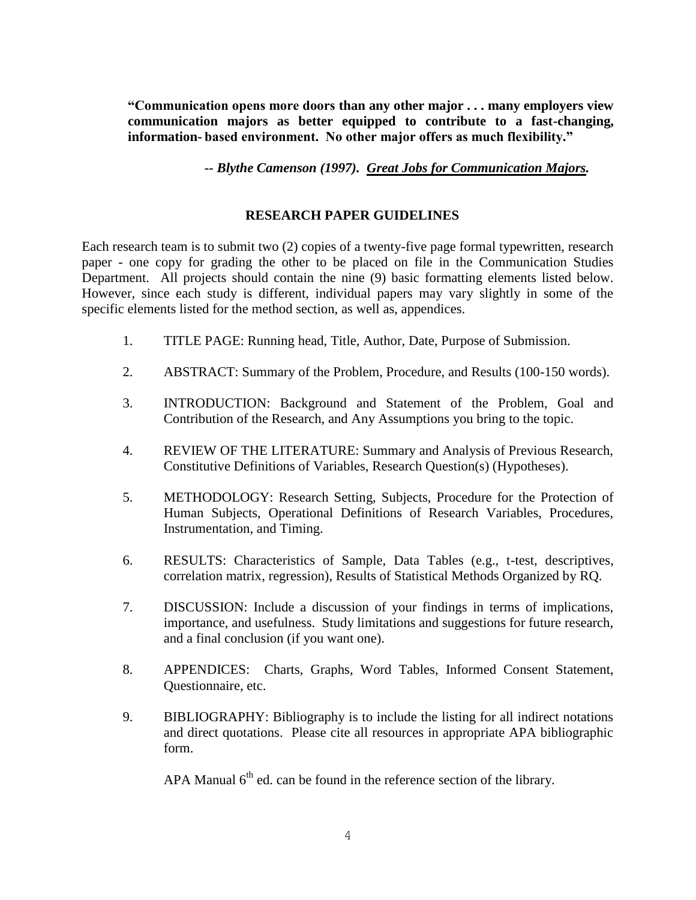**"Communication opens more doors than any other major . . . many employers view communication majors as better equipped to contribute to a fast-changing, information- based environment. No other major offers as much flexibility."**

***-- Blythe Camenson (1997). Great Jobs for Communication Majors.***

## RESEARCH PAPER GUIDELINES

Each research team is to submit two (2) copies of a twenty-five page formal typewritten, research paper - one copy for grading the other to be placed on file in the Communication Studies Department. All projects should contain the nine (9) basic formatting elements listed below. However, since each study is different, individual papers may vary slightly in some of the specific elements listed for the method section, as well as, appendices.

1. TITLE PAGE: Running head, Title, Author, Date, Purpose of Submission.

2. ABSTRACT: Summary of the Problem, Procedure, and Results (100-150 words).

3. INTRODUCTION: Background and Statement of the Problem, Goal and Contribution of the Research, and Any Assumptions you bring to the topic.

4. REVIEW OF THE LITERATURE: Summary and Analysis of Previous Research, Constitutive Definitions of Variables, Research Question(s) (Hypotheses).

5. METHODOLOGY: Research Setting, Subjects, Procedure for the Protection of Human Subjects, Operational Definitions of Research Variables, Procedures, Instrumentation, and Timing.

6. RESULTS: Characteristics of Sample, Data Tables (e.g., t-test, descriptives, correlation matrix, regression), Results of Statistical Methods Organized by RQ.

7. DISCUSSION: Include a discussion of your findings in terms of implications, importance, and usefulness. Study limitations and suggestions for future research, and a final conclusion (if you want one).

8. APPENDICES: Charts, Graphs, Word Tables, Informed Consent Statement, Questionnaire, etc.

9. BIBLIOGRAPHY: Bibliography is to include the listing for all indirect notations and direct quotations. Please cite all resources in appropriate APA bibliographic form.

   APA Manual 6th ed. can be found in the reference section of the library.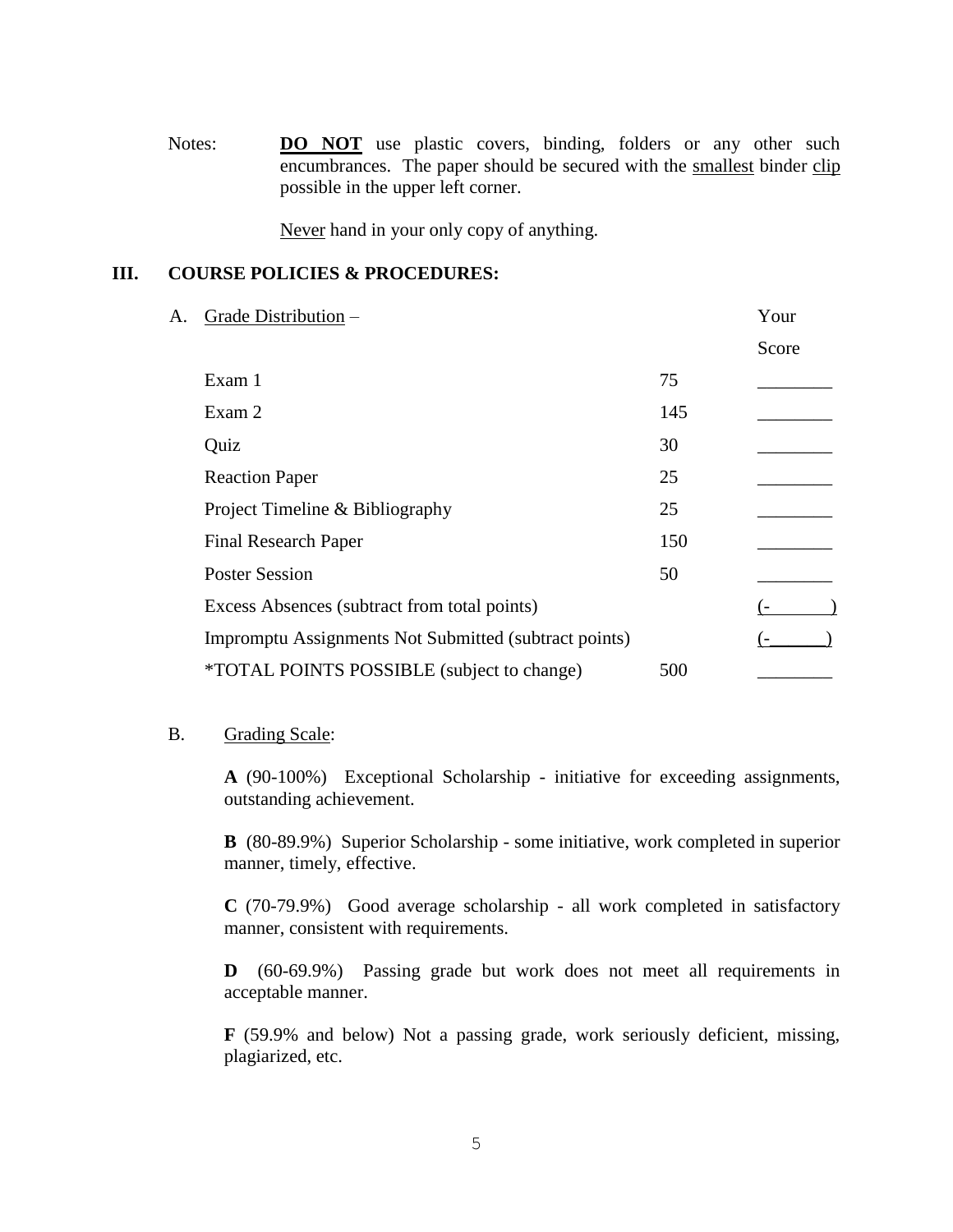Notes: **DO NOT** use plastic covers, binding, folders or any other such encumbrances. The paper should be secured with the smallest binder clip possible in the upper left corner.

Never hand in your only copy of anything.

## III. COURSE POLICIES & PROCEDURES:

### A. Grade Distribution –

| | | Your Score |
|---|---|---|
| Exam 1 | 75 | ________ |
| Exam 2 | 145 | ________ |
| Quiz | 30 | ________ |
| Reaction Paper | 25 | ________ |
| Project Timeline & Bibliography | 25 | ________ |
| Final Research Paper | 150 | ________ |
| Poster Session | 50 | ________ |
| Excess Absences (subtract from total points) | | (- ) |
| Impromptu Assignments Not Submitted (subtract points) | | (-______) |
| *TOTAL POINTS POSSIBLE (subject to change) | 500 | ________ |

### B. Grading Scale:

**A** (90-100%) Exceptional Scholarship - initiative for exceeding assignments, outstanding achievement.

**B** (80-89.9%) Superior Scholarship - some initiative, work completed in superior manner, timely, effective.

**C** (70-79.9%) Good average scholarship - all work completed in satisfactory manner, consistent with requirements.

**D** (60-69.9%) Passing grade but work does not meet all requirements in acceptable manner.

**F** (59.9% and below) Not a passing grade, work seriously deficient, missing, plagiarized, etc.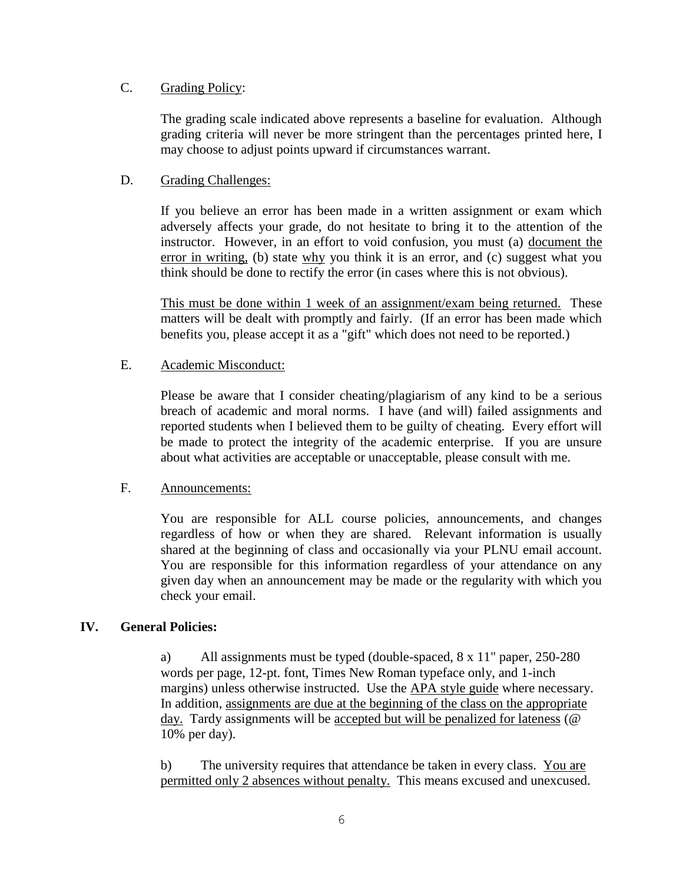C. Grading Policy:

The grading scale indicated above represents a baseline for evaluation. Although grading criteria will never be more stringent than the percentages printed here, I may choose to adjust points upward if circumstances warrant.

D. Grading Challenges:

If you believe an error has been made in a written assignment or exam which adversely affects your grade, do not hesitate to bring it to the attention of the instructor. However, in an effort to void confusion, you must (a) document the error in writing, (b) state why you think it is an error, and (c) suggest what you think should be done to rectify the error (in cases where this is not obvious).

This must be done within 1 week of an assignment/exam being returned. These matters will be dealt with promptly and fairly. (If an error has been made which benefits you, please accept it as a "gift" which does not need to be reported.)

E. Academic Misconduct:

Please be aware that I consider cheating/plagiarism of any kind to be a serious breach of academic and moral norms. I have (and will) failed assignments and reported students when I believed them to be guilty of cheating. Every effort will be made to protect the integrity of the academic enterprise. If you are unsure about what activities are acceptable or unacceptable, please consult with me.

F. Announcements:

You are responsible for ALL course policies, announcements, and changes regardless of how or when they are shared. Relevant information is usually shared at the beginning of class and occasionally via your PLNU email account. You are responsible for this information regardless of your attendance on any given day when an announcement may be made or the regularity with which you check your email.

## IV. General Policies:

a) All assignments must be typed (double-spaced, 8 x 11" paper, 250-280 words per page, 12-pt. font, Times New Roman typeface only, and 1-inch margins) unless otherwise instructed. Use the APA style guide where necessary. In addition, assignments are due at the beginning of the class on the appropriate day. Tardy assignments will be accepted but will be penalized for lateness (@ 10% per day).

b) The university requires that attendance be taken in every class. You are permitted only 2 absences without penalty. This means excused and unexcused.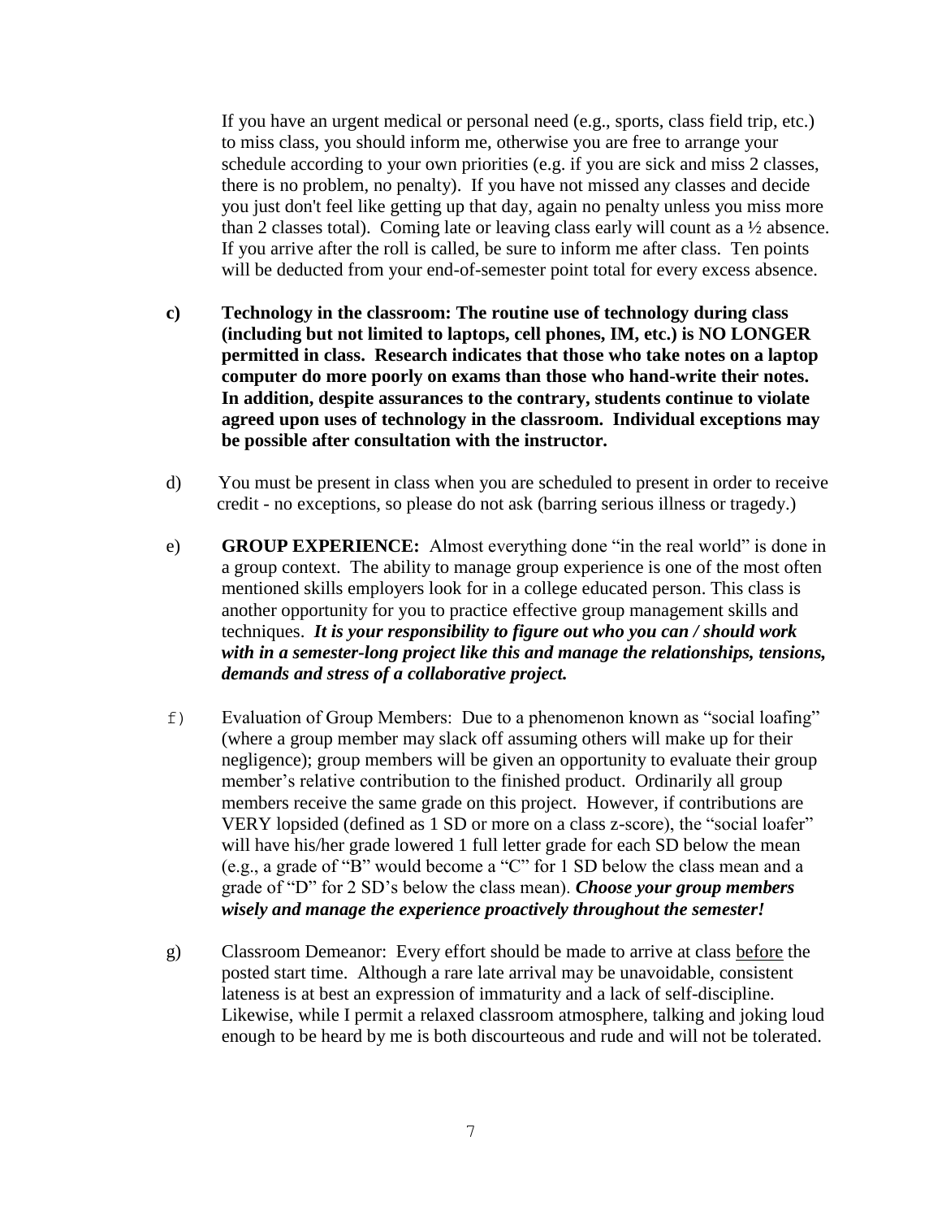If you have an urgent medical or personal need (e.g., sports, class field trip, etc.) to miss class, you should inform me, otherwise you are free to arrange your schedule according to your own priorities (e.g. if you are sick and miss 2 classes, there is no problem, no penalty). If you have not missed any classes and decide you just don't feel like getting up that day, again no penalty unless you miss more than 2 classes total). Coming late or leaving class early will count as a ½ absence. If you arrive after the roll is called, be sure to inform me after class. Ten points will be deducted from your end-of-semester point total for every excess absence.

**c) Technology in the classroom: The routine use of technology during class (including but not limited to laptops, cell phones, IM, etc.) is NO LONGER permitted in class. Research indicates that those who take notes on a laptop computer do more poorly on exams than those who hand-write their notes. In addition, despite assurances to the contrary, students continue to violate agreed upon uses of technology in the classroom. Individual exceptions may be possible after consultation with the instructor.**

d) You must be present in class when you are scheduled to present in order to receive credit - no exceptions, so please do not ask (barring serious illness or tragedy.)

e) **GROUP EXPERIENCE:** Almost everything done "in the real world" is done in a group context. The ability to manage group experience is one of the most often mentioned skills employers look for in a college educated person. This class is another opportunity for you to practice effective group management skills and techniques. ***It is your responsibility to figure out who you can / should work with in a semester-long project like this and manage the relationships, tensions, demands and stress of a collaborative project.***

f) Evaluation of Group Members: Due to a phenomenon known as "social loafing" (where a group member may slack off assuming others will make up for their negligence); group members will be given an opportunity to evaluate their group member's relative contribution to the finished product. Ordinarily all group members receive the same grade on this project. However, if contributions are VERY lopsided (defined as 1 SD or more on a class z-score), the "social loafer" will have his/her grade lowered 1 full letter grade for each SD below the mean (e.g., a grade of "B" would become a "C" for 1 SD below the class mean and a grade of "D" for 2 SD's below the class mean). ***Choose your group members wisely and manage the experience proactively throughout the semester!***

g) Classroom Demeanor: Every effort should be made to arrive at class before the posted start time. Although a rare late arrival may be unavoidable, consistent lateness is at best an expression of immaturity and a lack of self-discipline. Likewise, while I permit a relaxed classroom atmosphere, talking and joking loud enough to be heard by me is both discourteous and rude and will not be tolerated.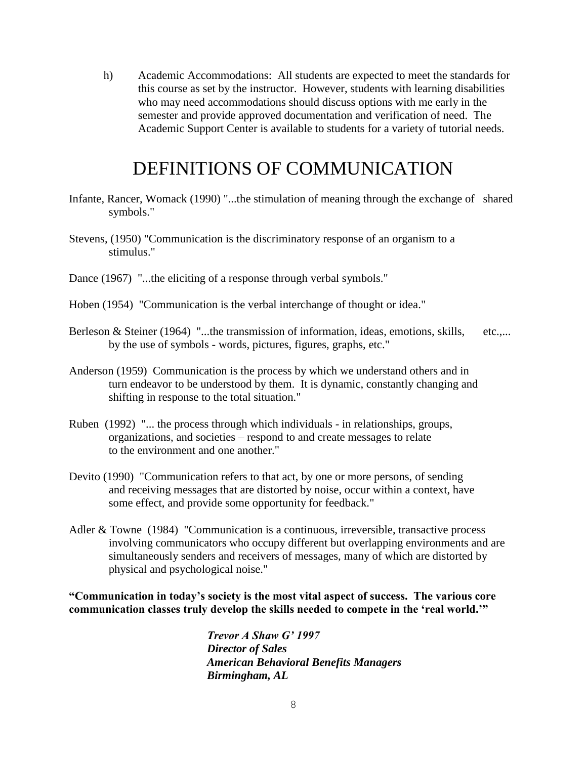h) Academic Accommodations: All students are expected to meet the standards for this course as set by the instructor. However, students with learning disabilities who may need accommodations should discuss options with me early in the semester and provide approved documentation and verification of need. The Academic Support Center is available to students for a variety of tutorial needs.

# DEFINITIONS OF COMMUNICATION

Infante, Rancer, Womack (1990) "...the stimulation of meaning through the exchange of shared symbols."

Stevens, (1950) "Communication is the discriminatory response of an organism to a stimulus."

Dance (1967) "...the eliciting of a response through verbal symbols."

Hoben (1954) "Communication is the verbal interchange of thought or idea."

Berleson & Steiner (1964) "...the transmission of information, ideas, emotions, skills, etc.,... by the use of symbols - words, pictures, figures, graphs, etc."

Anderson (1959) Communication is the process by which we understand others and in turn endeavor to be understood by them. It is dynamic, constantly changing and shifting in response to the total situation."

Ruben (1992) "... the process through which individuals - in relationships, groups, organizations, and societies – respond to and create messages to relate to the environment and one another."

Devito (1990) "Communication refers to that act, by one or more persons, of sending and receiving messages that are distorted by noise, occur within a context, have some effect, and provide some opportunity for feedback."

Adler & Towne (1984) "Communication is a continuous, irreversible, transactive process involving communicators who occupy different but overlapping environments and are simultaneously senders and receivers of messages, many of which are distorted by physical and psychological noise."

**"Communication in today's society is the most vital aspect of success. The various core communication classes truly develop the skills needed to compete in the 'real world.'"**

***Trevor A Shaw G' 1997***
***Director of Sales***
***American Behavioral Benefits Managers***
***Birmingham, AL***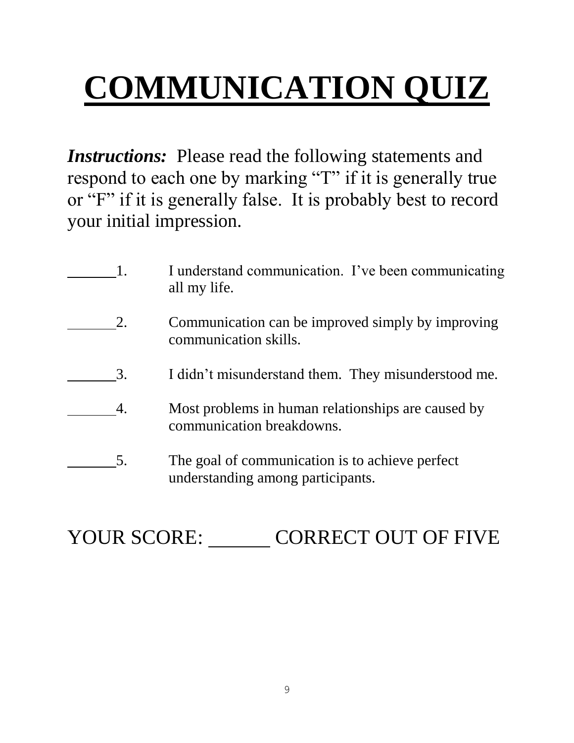# COMMUNICATION QUIZ

***Instructions:*** Please read the following statements and respond to each one by marking "T" if it is generally true or "F" if it is generally false. It is probably best to record your initial impression.

______ 1. I understand communication. I've been communicating all my life.

______ 2. Communication can be improved simply by improving communication skills.

______ 3. I didn't misunderstand them. They misunderstood me.

______ 4. Most problems in human relationships are caused by communication breakdowns.

______ 5. The goal of communication is to achieve perfect understanding among participants.

YOUR SCORE: ______ CORRECT OUT OF FIVE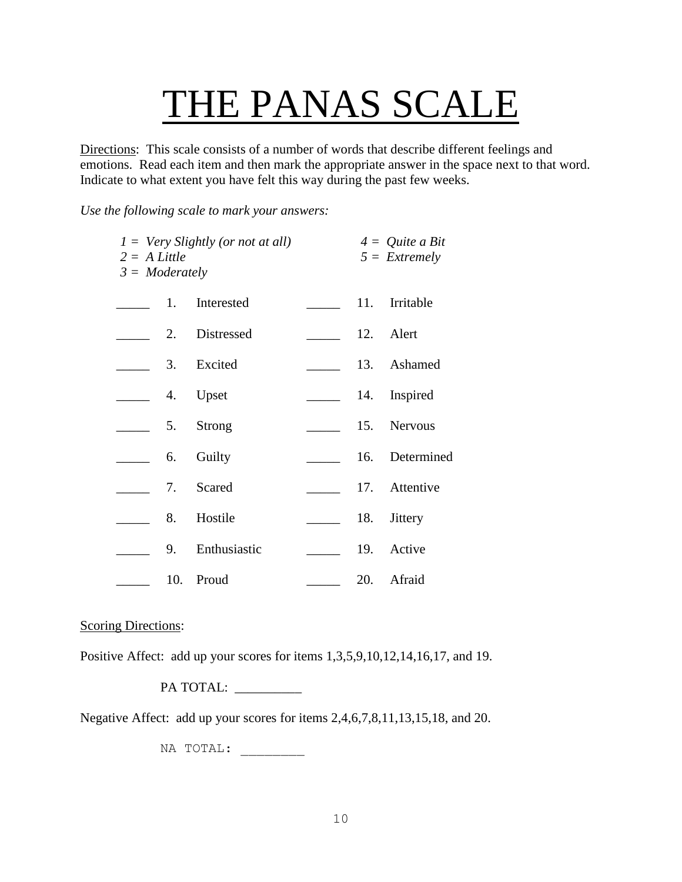# THE PANAS SCALE

Directions: This scale consists of a number of words that describe different feelings and emotions. Read each item and then mark the appropriate answer in the space next to that word. Indicate to what extent you have felt this way during the past few weeks.

*Use the following scale to mark your answers:*

*1 = Very Slightly (or not at all)*
*2 = A Little*
*3 = Moderately*
*4 = Quite a Bit*
*5 = Extremely*

| | | | | | |
|---|---|---|---|---|---|
| _____ | 1. | Interested | _____ | 11. | Irritable |
| _____ | 2. | Distressed | _____ | 12. | Alert |
| _____ | 3. | Excited | _____ | 13. | Ashamed |
| _____ | 4. | Upset | _____ | 14. | Inspired |
| _____ | 5. | Strong | _____ | 15. | Nervous |
| _____ | 6. | Guilty | _____ | 16. | Determined |
| _____ | 7. | Scared | _____ | 17. | Attentive |
| _____ | 8. | Hostile | _____ | 18. | Jittery |
| _____ | 9. | Enthusiastic | _____ | 19. | Active |
| _____ | 10. | Proud | _____ | 20. | Afraid |

Scoring Directions:

Positive Affect: add up your scores for items 1,3,5,9,10,12,14,16,17, and 19.

PA TOTAL: __________

Negative Affect: add up your scores for items 2,4,6,7,8,11,13,15,18, and 20.

NA TOTAL: _________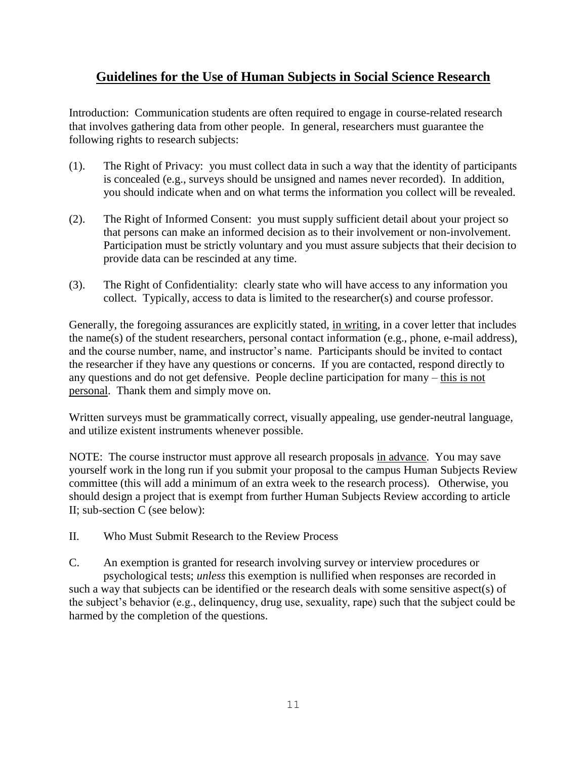## **Guidelines for the Use of Human Subjects in Social Science Research**

Introduction: Communication students are often required to engage in course-related research that involves gathering data from other people. In general, researchers must guarantee the following rights to research subjects:

(1). The Right of Privacy: you must collect data in such a way that the identity of participants is concealed (e.g., surveys should be unsigned and names never recorded). In addition, you should indicate when and on what terms the information you collect will be revealed.

(2). The Right of Informed Consent: you must supply sufficient detail about your project so that persons can make an informed decision as to their involvement or non-involvement. Participation must be strictly voluntary and you must assure subjects that their decision to provide data can be rescinded at any time.

(3). The Right of Confidentiality: clearly state who will have access to any information you collect. Typically, access to data is limited to the researcher(s) and course professor.

Generally, the foregoing assurances are explicitly stated, <u>in writing</u>, in a cover letter that includes the name(s) of the student researchers, personal contact information (e.g., phone, e-mail address), and the course number, name, and instructor's name. Participants should be invited to contact the researcher if they have any questions or concerns. If you are contacted, respond directly to any questions and do not get defensive. People decline participation for many – <u>this is not personal</u>. Thank them and simply move on.

Written surveys must be grammatically correct, visually appealing, use gender-neutral language, and utilize existent instruments whenever possible.

NOTE: The course instructor must approve all research proposals <u>in advance</u>. You may save yourself work in the long run if you submit your proposal to the campus Human Subjects Review committee (this will add a minimum of an extra week to the research process). Otherwise, you should design a project that is exempt from further Human Subjects Review according to article II; sub-section C (see below):

II. Who Must Submit Research to the Review Process

C. An exemption is granted for research involving survey or interview procedures or psychological tests; *unless* this exemption is nullified when responses are recorded in such a way that subjects can be identified or the research deals with some sensitive aspect(s) of the subject's behavior (e.g., delinquency, drug use, sexuality, rape) such that the subject could be harmed by the completion of the questions.